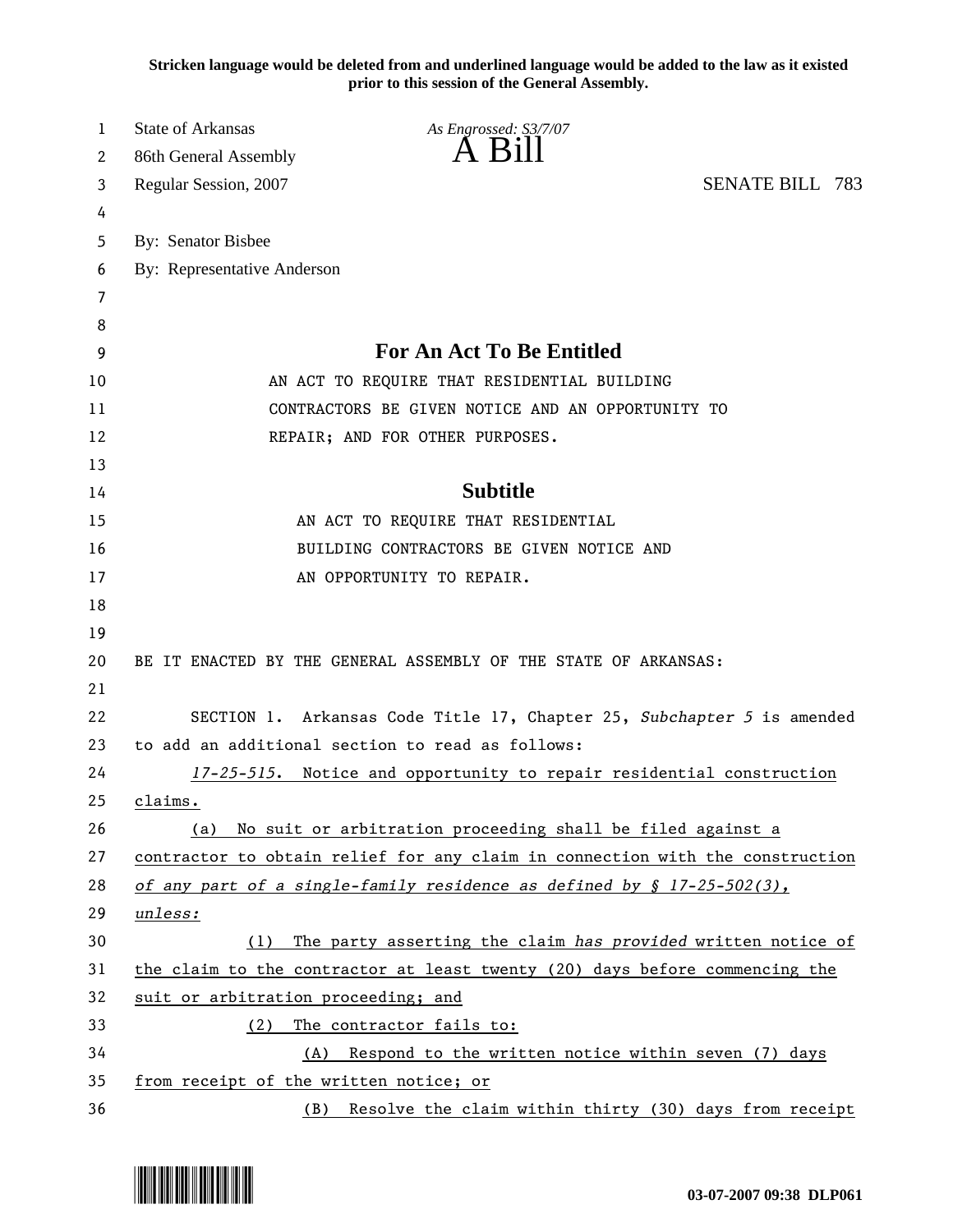**Stricken language would be deleted from and underlined language would be added to the law as it existed prior to this session of the General Assembly.**

State of Arkansas *As Engrossed: S3/7/07*
86th General Assembly

# A Bill

Regular Session, 2007 SENATE BILL 783

By: Senator Bisbee
By: Representative Anderson

## For An Act To Be Entitled

AN ACT TO REQUIRE THAT RESIDENTIAL BUILDING CONTRACTORS BE GIVEN NOTICE AND AN OPPORTUNITY TO REPAIR; AND FOR OTHER PURPOSES.

## Subtitle

AN ACT TO REQUIRE THAT RESIDENTIAL BUILDING CONTRACTORS BE GIVEN NOTICE AND AN OPPORTUNITY TO REPAIR.

BE IT ENACTED BY THE GENERAL ASSEMBLY OF THE STATE OF ARKANSAS:

SECTION 1. Arkansas Code Title 17, Chapter 25, *Subchapter 5* is amended to add an additional section to read as follows:

<u>*17-25-515*. Notice and opportunity to repair residential construction claims.</u>

<u>(a) No suit or arbitration proceeding shall be filed against a contractor to obtain relief for any claim in connection with the construction *of any part of a single-family residence as defined by § 17-25-502(3), unless:*</u>

<u>(1) The party asserting the claim *has provided* written notice of the claim to the contractor at least twenty (20) days before commencing the suit or arbitration proceeding; and</u>

<u>(2) The contractor fails to:</u>

<u>(A) Respond to the written notice within seven (7) days from receipt of the written notice; or</u>

<u>(B) Resolve the claim within thirty (30) days from receipt</u>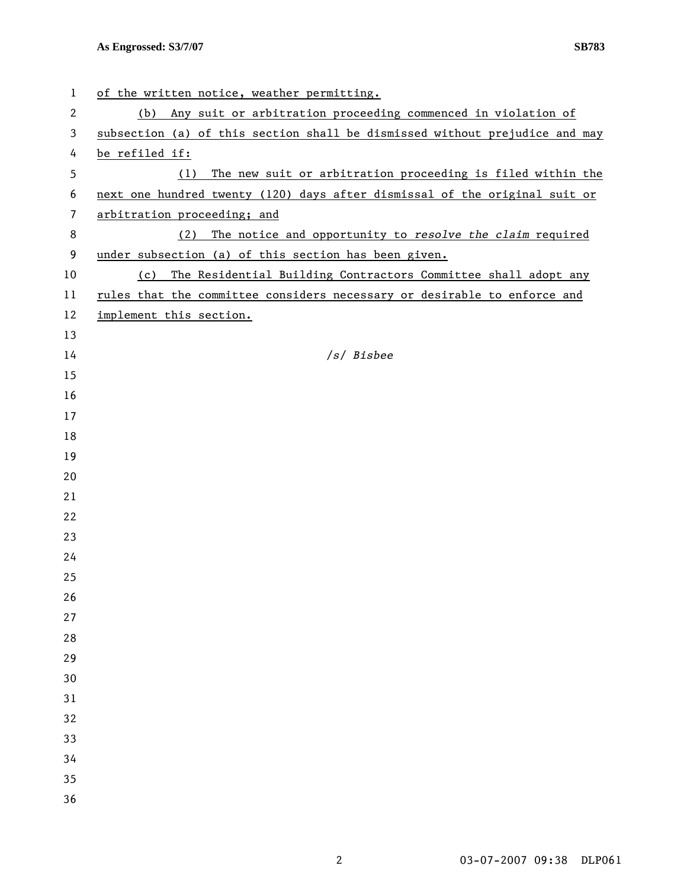of the written notice, weather permitting.

(b) Any suit or arbitration proceeding commenced in violation of subsection (a) of this section shall be dismissed without prejudice and may be refiled if:

(1) The new suit or arbitration proceeding is filed within the next one hundred twenty (120) days after dismissal of the original suit or arbitration proceeding; and

(2) The notice and opportunity to *resolve the claim* required under subsection (a) of this section has been given.

(c) The Residential Building Contractors Committee shall adopt any rules that the committee considers necessary or desirable to enforce and implement this section.

*/s/ Bisbee*